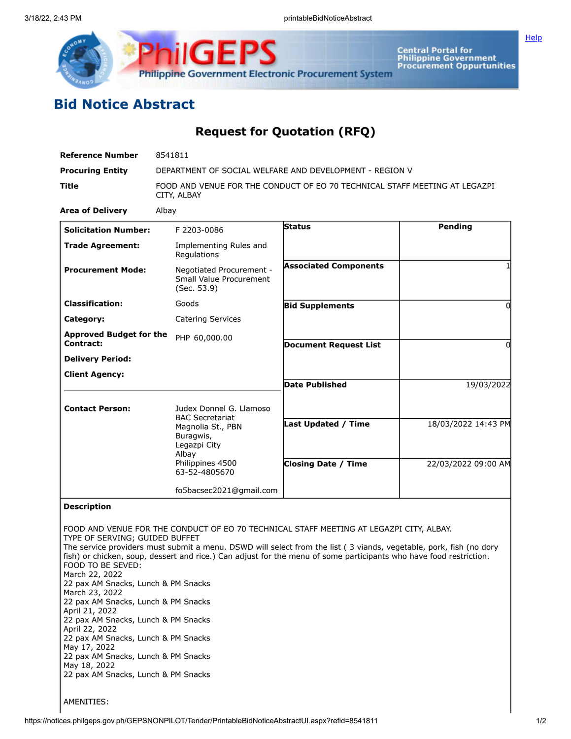# Bid Notice Abstract

## Request for Quotation (RFQ)

| | |
|---|---|
| **Reference Number** | 8541811 |
| **Procuring Entity** | DEPARTMENT OF SOCIAL WELFARE AND DEVELOPMENT - REGION V |
| **Title** | FOOD AND VENUE FOR THE CONDUCT OF EO 70 TECHNICAL STAFF MEETING AT LEGAZPI CITY, ALBAY |
| **Area of Delivery** | Albay |

| | | | |
|---|---|---|---|
| **Solicitation Number:** | F 2203-0086 | **Status** | Pending |
| **Trade Agreement:** | Implementing Rules and Regulations | | |
| **Procurement Mode:** | Negotiated Procurement - Small Value Procurement (Sec. 53.9) | **Associated Components** | 1 |
| **Classification:** | Goods | **Bid Supplements** | 0 |
| **Category:** | Catering Services | | |
| **Approved Budget for the Contract:** | PHP 60,000.00 | **Document Request List** | 0 |
| **Delivery Period:** | | | |
| **Client Agency:** | | **Date Published** | 19/03/2022 |
| **Contact Person:** | Judex Donnel G. Llamoso<br>BAC Secretariat<br>Magnolia St., PBN<br>Buragwis,<br>Legazpi City<br>Albay<br>Philippines 4500<br>63-52-4805670<br><br>fo5bacsec2021@gmail.com | **Last Updated / Time** | 18/03/2022 14:43 PM |
| | | **Closing Date / Time** | 22/03/2022 09:00 AM |

**Description**

FOOD AND VENUE FOR THE CONDUCT OF EO 70 TECHNICAL STAFF MEETING AT LEGAZPI CITY, ALBAY.
TYPE OF SERVING; GUIDED BUFFET
The service providers must submit a menu. DSWD will select from the list ( 3 viands, vegetable, pork, fish (no dory fish) or chicken, soup, dessert and rice.) Can adjust for the menu of some participants who have food restriction.
FOOD TO BE SEVED:
March 22, 2022
22 pax AM Snacks, Lunch & PM Snacks
March 23, 2022
22 pax AM Snacks, Lunch & PM Snacks
April 21, 2022
22 pax AM Snacks, Lunch & PM Snacks
April 22, 2022
22 pax AM Snacks, Lunch & PM Snacks
May 17, 2022
22 pax AM Snacks, Lunch & PM Snacks
May 18, 2022
22 pax AM Snacks, Lunch & PM Snacks

AMENITIES: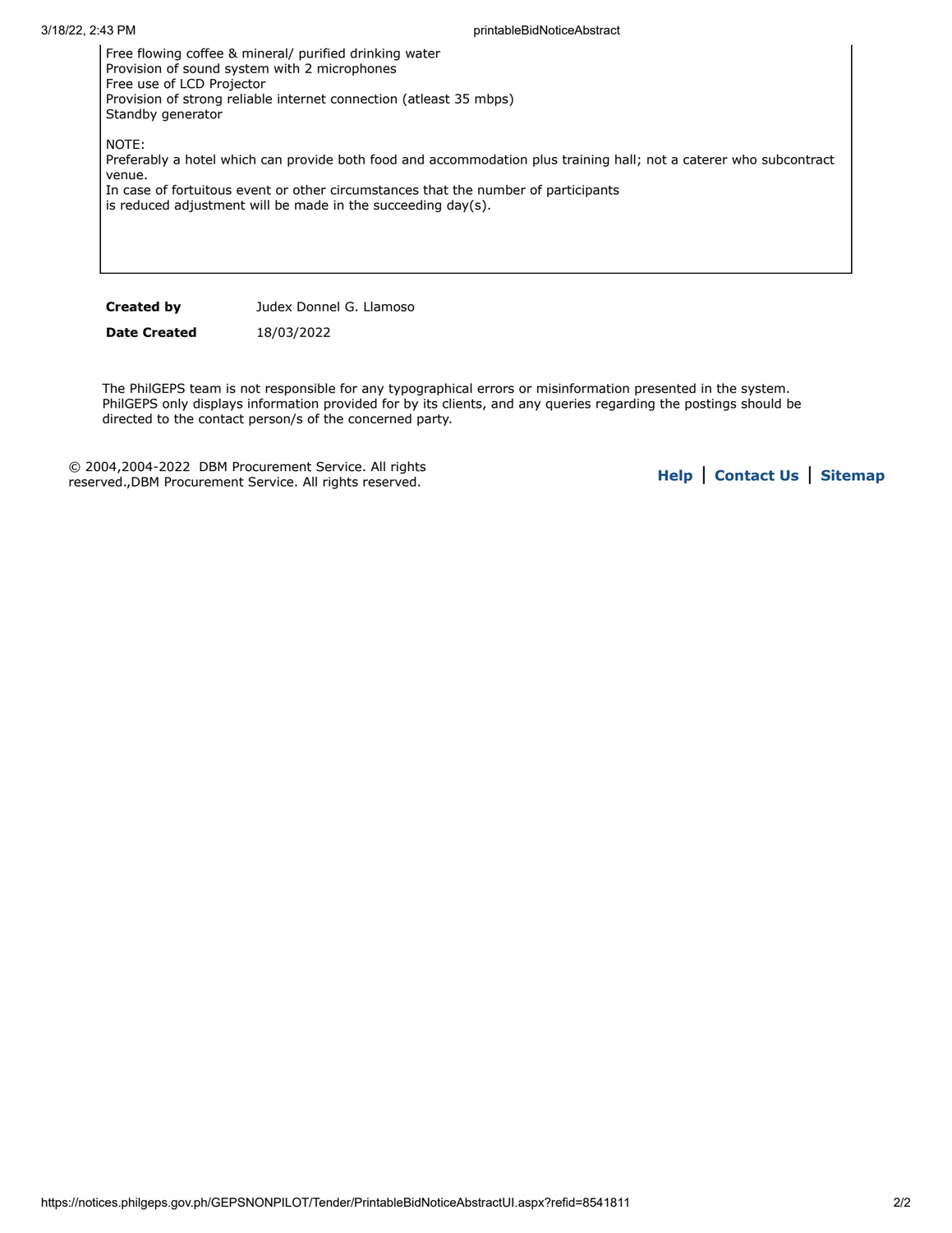Free flowing coffee & mineral/ purified drinking water
Provision of sound system with 2 microphones
Free use of LCD Projector
Provision of strong reliable internet connection (atleast 35 mbps)
Standby generator

NOTE:
Preferably a hotel which can provide both food and accommodation plus training hall; not a caterer who subcontract venue.
In case of fortuitous event or other circumstances that the number of participants
is reduced adjustment will be made in the succeeding day(s).

| | |
|---|---|
| **Created by** | Judex Donnel G. Llamoso |
| **Date Created** | 18/03/2022 |

The PhilGEPS team is not responsible for any typographical errors or misinformation presented in the system. PhilGEPS only displays information provided for by its clients, and any queries regarding the postings should be directed to the contact person/s of the concerned party.

© 2004,2004-2022 DBM Procurement Service. All rights reserved.,DBM Procurement Service. All rights reserved.

**Help** | **Contact Us** | **Sitemap**